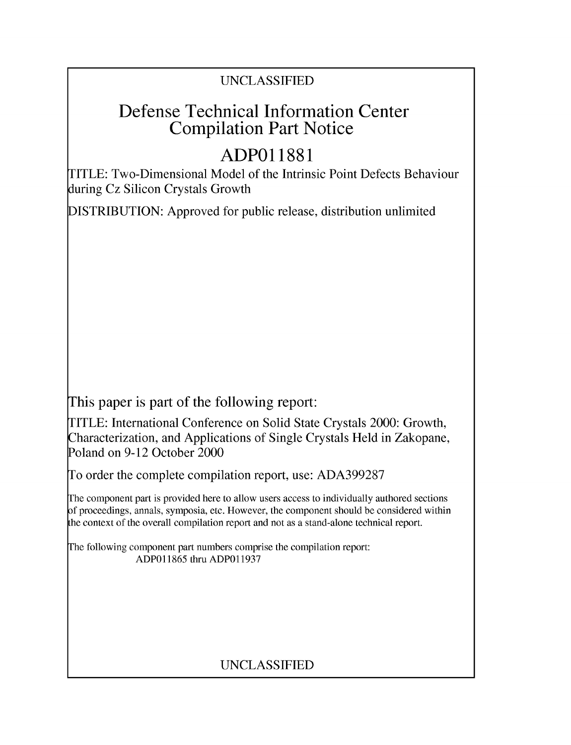UNCLASSIFIED

# Defense Technical Information Center Compilation Part Notice

# ADP011881

TITLE: Two-Dimensional Model of the Intrinsic Point Defects Behaviour during Cz Silicon Crystals Growth

DISTRIBUTION: Approved for public release, distribution unlimited

This paper is part of the following report:

TITLE: International Conference on Solid State Crystals 2000: Growth, Characterization, and Applications of Single Crystals Held in Zakopane, Poland on 9-12 October 2000

To order the complete compilation report, use: ADA399287

The component part is provided here to allow users access to individually authored sections of proceedings, annals, symposia, etc. However, the component should be considered within the context of the overall compilation report and not as a stand-alone technical report.

The following component part numbers comprise the compilation report:
ADP011865 thru ADP011937

UNCLASSIFIED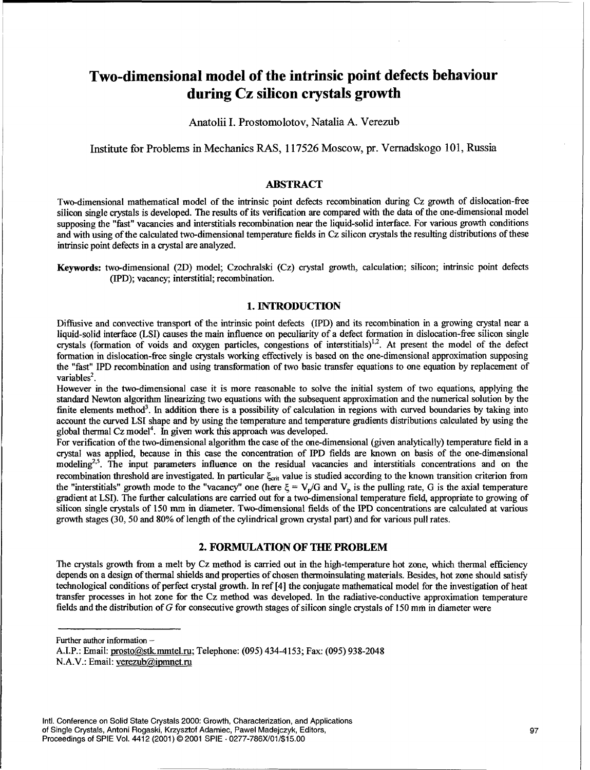# Two-dimensional model of the intrinsic point defects behaviour during Cz silicon crystals growth

Anatolii I. Prostomolotov, Natalia A. Verezub

Institute for Problems in Mechanics RAS, 117526 Moscow, pr. Vernadskogo 101, Russia

## ABSTRACT

Two-dimensional mathematical model of the intrinsic point defects recombination during Cz growth of dislocation-free silicon single crystals is developed. The results of its verification are compared with the data of the one-dimensional model supposing the "fast" vacancies and interstitials recombination near the liquid-solid interface. For various growth conditions and with using of the calculated two-dimensional temperature fields in Cz silicon crystals the resulting distributions of these intrinsic point defects in a crystal are analyzed.

**Keywords:** two-dimensional (2D) model; Czochralski (Cz) crystal growth, calculation; silicon; intrinsic point defects (IPD); vacancy; interstitial; recombination.

## 1. INTRODUCTION

Diffusive and convective transport of the intrinsic point defects (IPD) and its recombination in a growing crystal near a liquid-solid interface (LSI) causes the main influence on peculiarity of a defect formation in dislocation-free silicon single crystals (formation of voids and oxygen particles, congestions of interstitials)[1,2]. At present the model of the defect formation in dislocation-free single crystals working effectively is based on the one-dimensional approximation supposing the "fast" IPD recombination and using transformation of two basic transfer equations to one equation by replacement of variables[2].

However in the two-dimensional case it is more reasonable to solve the initial system of two equations, applying the standard Newton algorithm linearizing two equations with the subsequent approximation and the numerical solution by the finite elements method[3]. In addition there is a possibility of calculation in regions with curved boundaries by taking into account the curved LSI shape and by using the temperature and temperature gradients distributions calculated by using the global thermal Cz model[4]. In given work this approach was developed.

For verification of the two-dimensional algorithm the case of the one-dimensional (given analytically) temperature field in a crystal was applied, because in this case the concentration of IPD fields are known on basis of the one-dimensional modeling[2,5]. The input parameters influence on the residual vacancies and interstitials concentrations and on the recombination threshold are investigated. In particular $\xi_{crit}$ value is studied according to the known transition criterion from the "interstitials" growth mode to the "vacancy" one (here $\xi = V_p/G$ and $V_p$ is the pulling rate, $G$ is the axial temperature gradient at LSI). The further calculations are carried out for a two-dimensional temperature field, appropriate to growing of silicon single crystals of 150 mm in diameter. Two-dimensional fields of the IPD concentrations are calculated at various growth stages (30, 50 and 80% of length of the cylindrical grown crystal part) and for various pull rates.

## 2. FORMULATION OF THE PROBLEM

The crystals growth from a melt by Cz method is carried out in the high-temperature hot zone, which thermal efficiency depends on a design of thermal shields and properties of chosen thermoinsulating materials. Besides, hot zone should satisfy technological conditions of perfect crystal growth. In ref [4] the conjugate mathematical model for the investigation of heat transfer processes in hot zone for the Cz method was developed. In the radiative-conductive approximation temperature fields and the distribution of $G$ for consecutive growth stages of silicon single crystals of 150 mm in diameter were

Further author information –

A.I.P.: Email: prosto@stk.mmtel.ru; Telephone: (095) 434-4153; Fax: (095) 938-2048

N.A.V.: Email: verezub@ipmnet.ru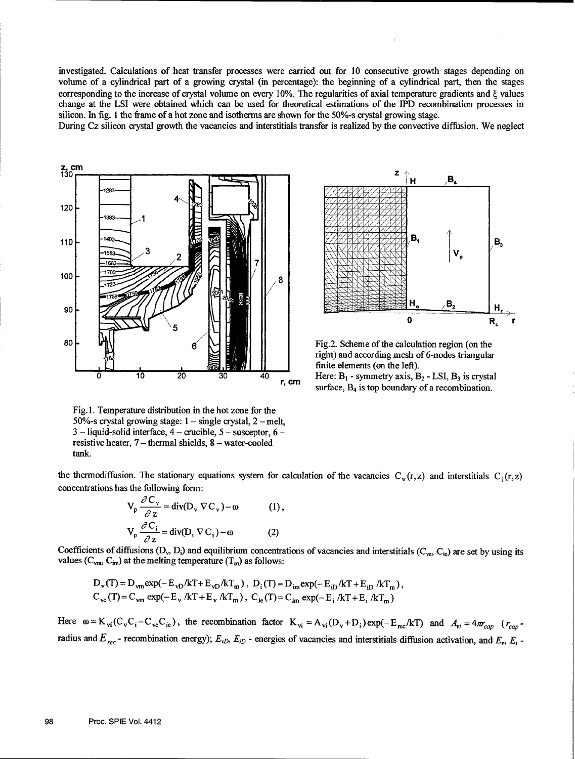investigated. Calculations of heat transfer processes were carried out for 10 consecutive growth stages depending on volume of a cylindrical part of a growing crystal (in percentage): the beginning of a cylindrical part, then the stages corresponding to the increase of crystal volume on every 10%. The regularities of axial temperature gradients and $\xi$ values change at the LSI were obtained which can be used for theoretical estimations of the IPD recombination processes in silicon. In fig. 1 the frame of a hot zone and isotherms are shown for the 50%-s crystal growing stage.

During Cz silicon crystal growth the vacancies and interstitials transfer is realized by the convective diffusion. We neglect

Fig.1. Temperature distribution in the hot zone for the 50%-s crystal growing stage: 1 – single crystal, 2 – melt, 3 – liquid-solid interface, 4 – crucible, 5 – susceptor, 6 – resistive heater, 7 – thermal shields, 8 – water-cooled tank.

Fig.2. Scheme of the calculation region (on the right) and according mesh of 6-nodes triangular finite elements (on the left). Here: $B_1$ - symmetry axis, $B_2$ - LSI, $B_3$ is crystal surface, $B_4$ is top boundary of a recombination.

the thermodiffusion. The stationary equations system for calculation of the vacancies $C_v(r,z)$ and interstitials $C_i(r,z)$ concentrations has the following form:

$$V_p \frac{\partial C_v}{\partial z} = \mathrm{div}(D_v \nabla C_v) - \omega \qquad (1),$$

$$V_p \frac{\partial C_i}{\partial z} = \mathrm{div}(D_i \nabla C_i) - \omega \qquad (2)$$

Coefficients of diffusions ($D_v$, $D_i$) and equilibrium concentrations of vacancies and interstitials ($C_{ve}$, $C_{ie}$) are set by using its values ($C_{vm}$, $C_{im}$) at the melting temperature ($T_m$) as follows:

$$D_v(T) = D_{vm}\exp(-E_{vD}/kT + E_{vD}/kT_m),\ D_i(T) = D_{im}\exp(-E_{iD}/kT + E_{iD}/kT_m),$$

$$C_{ve}(T) = C_{vm}\exp(-E_v/kT + E_v/kT_m),\ C_{ie}(T) = C_{im}\exp(-E_i/kT + E_i/kT_m)$$

Here $\omega = K_{vi}(C_vC_i - C_{ve}C_{ie})$, the recombination factor $K_{vi} = A_{vi}(D_v + D_i)\exp(-E_{rec}/kT)$ and $A_{vi} = 4\pi r_{cap}$ ($r_{cap}$ - radius and $E_{rec}$ - recombination energy); $E_{vD}$, $E_{iD}$ - energies of vacancies and interstitials diffusion activation, and $E_v$, $E_i$ -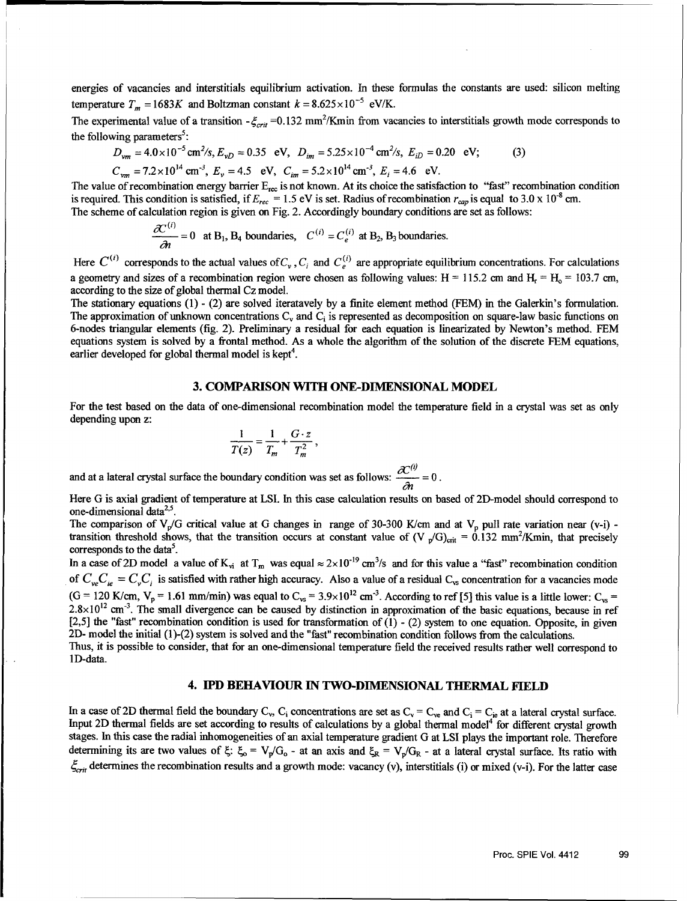energies of vacancies and interstitials equilibrium activation. In these formulas the constants are used: silicon melting temperature $T_m = 1683K$ and Boltzman constant $k = 8.625 \times 10^{-5}$ eV/K.

The experimental value of a transition - $\xi_{crit}$ =0.132 mm²/Kmin from vacancies to interstitials growth mode corresponds to the following parameters[5]:

$$D_{vm} = 4.0 \times 10^{-5} \text{cm}^2/\text{s}, E_{vD} = 0.35 \text{ eV}, \; D_{im} = 5.25 \times 10^{-4} \text{cm}^2/\text{s}, \; E_{iD} = 0.20 \text{ eV}; \tag{3}$$

$$C_{vm} = 7.2 \times 10^{14} \text{cm}^{-3}, \; E_v = 4.5 \text{ eV}, \; C_{im} = 5.2 \times 10^{14} \text{cm}^{-3}, \; E_i = 4.6 \text{ eV}.$$

The value of recombination energy barrier $E_{rec}$ is not known. At its choice the satisfaction to "fast" recombination condition is required. This condition is satisfied, if $E_{rec}$ = 1.5 eV is set. Radius of recombination $r_{cap}$ is equal to 3.0 x $10^{-8}$ cm.

The scheme of calculation region is given on Fig. 2. Accordingly boundary conditions are set as follows:

$$\frac{\partial C^{(i)}}{\partial n} = 0 \text{ at } B_1, B_4 \text{ boundaries}, \quad C^{(i)} = C_e^{(i)} \text{ at } B_2, B_3 \text{ boundaries}.$$

Here $C^{(i)}$ corresponds to the actual values of $C_v$, $C_i$ and $C_e^{(i)}$ are appropriate equilibrium concentrations. For calculations a geometry and sizes of a recombination region were chosen as following values: H = 115.2 cm and $H_r = H_o$ = 103.7 cm, according to the size of global thermal Cz model.

The stationary equations (1) - (2) are solved iteratavely by a finite element method (FEM) in the Galerkin's formulation. The approximation of unknown concentrations $C_v$ and $C_i$ is represented as decomposition on square-law basic functions on 6-nodes triangular elements (fig. 2). Preliminary a residual for each equation is linearizated by Newton's method. FEM equations system is solved by a frontal method. As a whole the algorithm of the solution of the discrete FEM equations, earlier developed for global thermal model is kept[4].

## 3. COMPARISON WITH ONE-DIMENSIONAL MODEL

For the test based on the data of one-dimensional recombination model the temperature field in a crystal was set as only depending upon z:

$$\frac{1}{T(z)} = \frac{1}{T_m} + \frac{G \cdot z}{T_m^2},$$

and at a lateral crystal surface the boundary condition was set as follows: $\frac{\partial C^{(i)}}{\partial n} = 0$.

Here G is axial gradient of temperature at LSI. In this case calculation results on based of 2D-model should correspond to one-dimensional data[2,5].

The comparison of $V_p/G$ critical value at G changes in range of 30-300 K/cm and at $V_p$ pull rate variation near (v-i) - transition threshold shows, that the transition occurs at constant value of $(V_p/G)_{crit}$ = 0.132 mm²/Kmin, that precisely corresponds to the data[5].

In a case of 2D model a value of $K_{vi}$ at $T_m$ was equal ≈ $2 \times 10^{-19}$ cm³/s and for this value a "fast" recombination condition of $C_{ve}C_{ie} = C_v C_i$ is satisfied with rather high accuracy. Also a value of a residual $C_{vs}$ concentration for a vacancies mode (G = 120 K/cm, $V_p$ = 1.61 mm/min) was equal to $C_{vs} = 3.9 \times 10^{12}$ cm$^{-3}$. According to ref [5] this value is a little lower: $C_{vs}$ = $2.8 \times 10^{12}$ cm$^{-3}$. The small divergence can be caused by distinction in approximation of the basic equations, because in ref [2,5] the "fast" recombination condition is used for transformation of (1) - (2) system to one equation. Opposite, in given 2D- model the initial (1)-(2) system is solved and the "fast" recombination condition follows from the calculations.

Thus, it is possible to consider, that for an one-dimensional temperature field the received results rather well correspond to 1D-data.

## 4. IPD BEHAVIOUR IN TWO-DIMENSIONAL THERMAL FIELD

In a case of 2D thermal field the boundary $C_v$, $C_i$ concentrations are set as $C_v = C_{ve}$ and $C_i = C_{ie}$ at a lateral crystal surface. Input 2D thermal fields are set according to results of calculations by a global thermal model[4] for different crystal growth stages. In this case the radial inhomogeneities of an axial temperature gradient G at LSI plays the important role. Therefore determining its are two values of $\xi$: $\xi_o = V_p/G_o$ - at an axis and $\xi_R = V_p/G_R$ - at a lateral crystal surface. Its ratio with $\xi_{crit}$ determines the recombination results and a growth mode: vacancy (v), interstitials (i) or mixed (v-i). For the latter case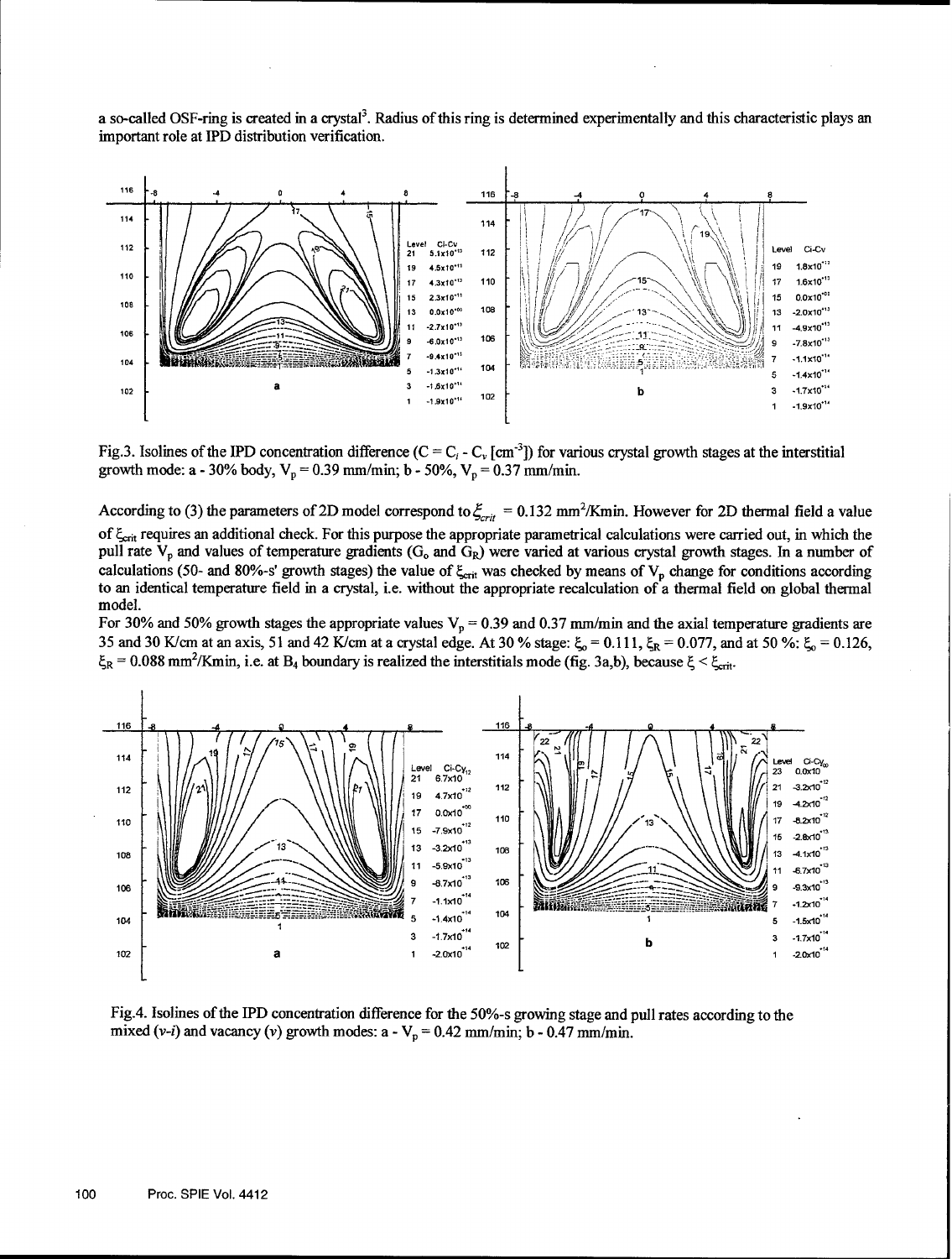a so-called OSF-ring is created in a crystal[3]. Radius of this ring is determined experimentally and this characteristic plays an important role at IPD distribution verification.

Fig.3. Isolines of the IPD concentration difference ($C = C_i - C_v$ [cm$^{-3}$]) for various crystal growth stages at the interstitial growth mode: a - 30% body, $V_p = 0.39$ mm/min; b - 50%, $V_p = 0.37$ mm/min.

According to (3) the parameters of 2D model correspond to $\xi_{crit} = 0.132$ mm$^2$/Kmin. However for 2D thermal field a value of $\xi_{crit}$ requires an additional check. For this purpose the appropriate parametrical calculations were carried out, in which the pull rate $V_p$ and values of temperature gradients ($G_o$ and $G_R$) were varied at various crystal growth stages. In a number of calculations (50- and 80%-s' growth stages) the value of $\xi_{crit}$ was checked by means of $V_p$ change for conditions according to an identical temperature field in a crystal, i.e. without the appropriate recalculation of a thermal field on global thermal model.

For 30% and 50% growth stages the appropriate values $V_p = 0.39$ and 0.37 mm/min and the axial temperature gradients are 35 and 30 K/cm at an axis, 51 and 42 K/cm at a crystal edge. At 30 % stage: $\xi_o = 0.111$, $\xi_R = 0.077$, and at 50 %: $\xi_o = 0.126$, $\xi_R = 0.088$ mm$^2$/Kmin, i.e. at $B_4$ boundary is realized the interstitials mode (fig. 3a,b), because $\xi < \xi_{crit}$.

Fig.4. Isolines of the IPD concentration difference for the 50%-s growing stage and pull rates according to the mixed (*v-i*) and vacancy (*v*) growth modes: a - $V_p = 0.42$ mm/min; b - 0.47 mm/min.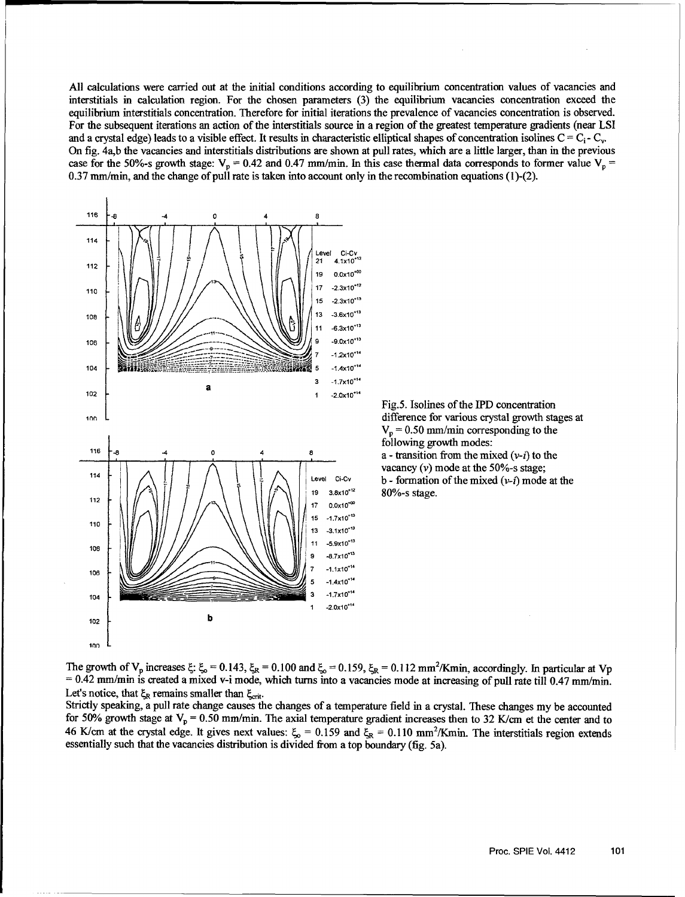All calculations were carried out at the initial conditions according to equilibrium concentration values of vacancies and interstitials in calculation region. For the chosen parameters (3) the equilibrium vacancies concentration exceed the equilibrium interstitials concentration. Therefore for initial iterations the prevalence of vacancies concentration is observed. For the subsequent iterations an action of the interstitials source in a region of the greatest temperature gradients (near LSI and a crystal edge) leads to a visible effect. It results in characteristic elliptical shapes of concentration isolines $C = C_i - C_v$. On fig. 4a,b the vacancies and interstitials distributions are shown at pull rates, which are a little larger, than in the previous case for the 50%-s growth stage: $V_p$ = 0.42 and 0.47 mm/min. In this case thermal data corresponds to former value $V_p$ = 0.37 mm/min, and the change of pull rate is taken into account only in the recombination equations (1)-(2).

| Level | Ci-Cv |
|---|---|
| 21 | $4.1\times10^{+13}$ |
| 19 | $0.0\times10^{+00}$ |
| 17 | $-2.3\times10^{+12}$ |
| 15 | $-2.3\times10^{+13}$ |
| 13 | $-3.6\times10^{+13}$ |
| 11 | $-6.3\times10^{+13}$ |
| 9 | $-9.0\times10^{+13}$ |
| 7 | $-1.2\times10^{+14}$ |
| 5 | $-1.4\times10^{+14}$ |
| 3 | $-1.7\times10^{+14}$ |
| 1 | $-2.0\times10^{+14}$ |

| Level | Ci-Cv |
|---|---|
| 19 | $3.8\times10^{+12}$ |
| 17 | $0.0\times10^{+00}$ |
| 15 | $-1.7\times10^{+13}$ |
| 13 | $-3.1\times10^{+13}$ |
| 11 | $-5.9\times10^{+13}$ |
| 9 | $-8.7\times10^{+13}$ |
| 7 | $-1.1\times10^{+14}$ |
| 5 | $-1.4\times10^{+14}$ |
| 3 | $-1.7\times10^{+14}$ |
| 1 | $-2.0\times10^{+14}$ |

Fig.5. Isolines of the IPD concentration difference for various crystal growth stages at $V_p$ = 0.50 mm/min corresponding to the following growth modes:
a - transition from the mixed (*v-i*) to the vacancy (*v*) mode at the 50%-s stage;
b - formation of the mixed (*v-i*) mode at the 80%-s stage.

The growth of $V_p$ increases $\xi$: $\xi_o$ = 0.143, $\xi_R$ = 0.100 and $\xi_o$ = 0.159, $\xi_R$ = 0.112 mm$^2$/Kmin, accordingly. In particular at Vp = 0.42 mm/min is created a mixed v-i mode, which turns into a vacancies mode at increasing of pull rate till 0.47 mm/min. Let's notice, that $\xi_R$ remains smaller than $\xi_{crit}$.

Strictly speaking, a pull rate change causes the changes of a temperature field in a crystal. These changes my be accounted for 50% growth stage at $V_p$ = 0.50 mm/min. The axial temperature gradient increases then to 32 K/cm et the center and to 46 K/cm at the crystal edge. It gives next values: $\xi_o$ = 0.159 and $\xi_R$ = 0.110 mm$^2$/Kmin. The interstitials region extends essentially such that the vacancies distribution is divided from a top boundary (fig. 5a).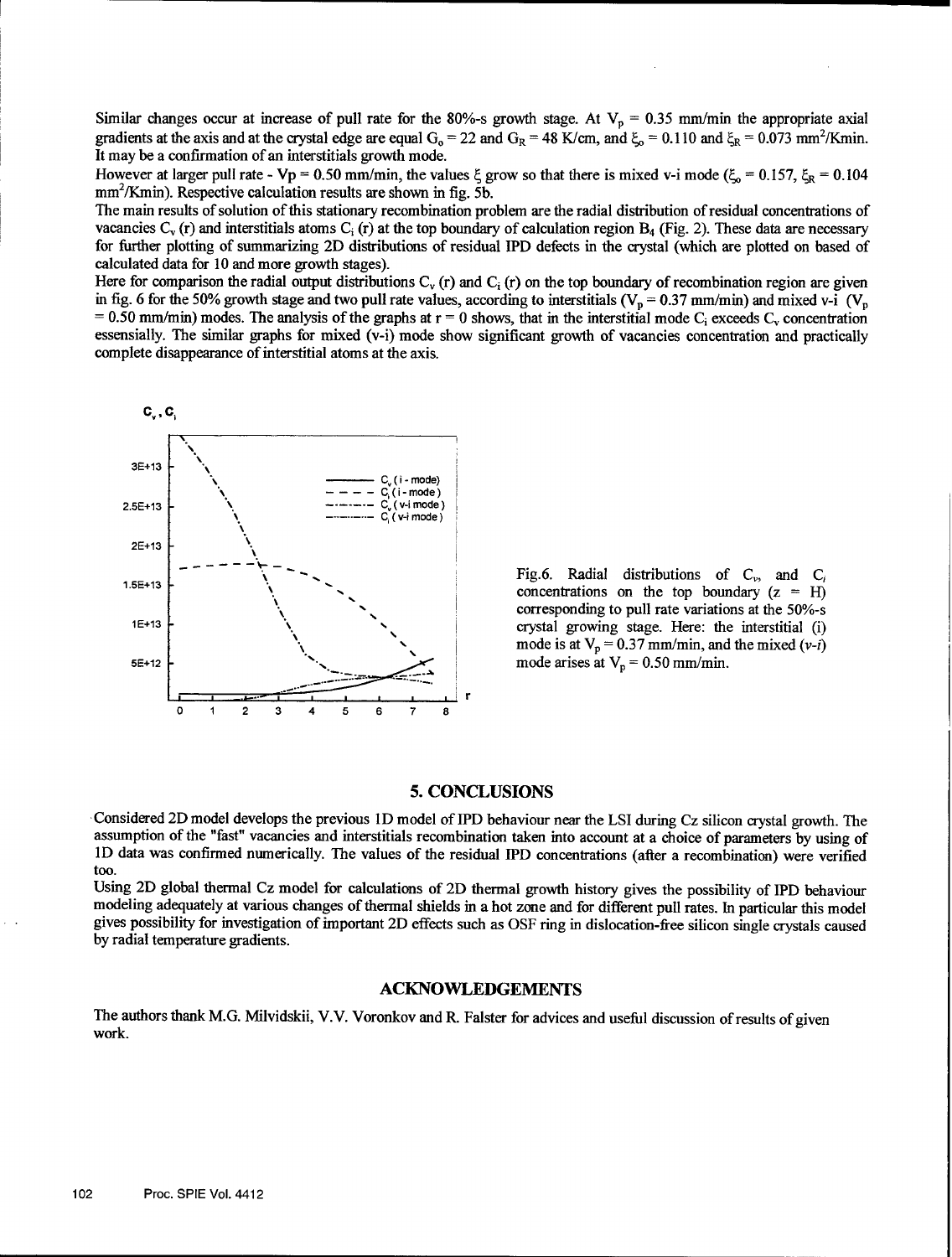Similar changes occur at increase of pull rate for the 80%-s growth stage. At $V_p$ = 0.35 mm/min the appropriate axial gradients at the axis and at the crystal edge are equal $G_o$ = 22 and $G_R$ = 48 K/cm, and $\xi_o$ = 0.110 and $\xi_R$ = 0.073 mm$^2$/Kmin. It may be a confirmation of an interstitials growth mode.

However at larger pull rate - Vp = 0.50 mm/min, the values $\xi$ grow so that there is mixed v-i mode ($\xi_o$ = 0.157, $\xi_R$ = 0.104 mm$^2$/Kmin). Respective calculation results are shown in fig. 5b.

The main results of solution of this stationary recombination problem are the radial distribution of residual concentrations of vacancies $C_v$ (r) and interstitials atoms $C_i$ (r) at the top boundary of calculation region $B_4$ (Fig. 2). These data are necessary for further plotting of summarizing 2D distributions of residual IPD defects in the crystal (which are plotted on based of calculated data for 10 and more growth stages).

Here for comparison the radial output distributions $C_v$ (r) and $C_i$ (r) on the top boundary of recombination region are given in fig. 6 for the 50% growth stage and two pull rate values, according to interstitials ($V_p$ = 0.37 mm/min) and mixed v-i ($V_p$ = 0.50 mm/min) modes. The analysis of the graphs at r = 0 shows, that in the interstitial mode $C_i$ exceeds $C_v$ concentration essensially. The similar graphs for mixed (v-i) mode show significant growth of vacancies concentration and practically complete disappearance of interstitial atoms at the axis.

Fig.6. Radial distributions of $C_v$, and $C_i$ concentrations on the top boundary (z = H) corresponding to pull rate variations at the 50%-s crystal growing stage. Here: the interstitial (i) mode is at $V_p$ = 0.37 mm/min, and the mixed (*v-i*) mode arises at $V_p$ = 0.50 mm/min.

## 5. CONCLUSIONS

Considered 2D model develops the previous 1D model of IPD behaviour near the LSI during Cz silicon crystal growth. The assumption of the "fast" vacancies and interstitials recombination taken into account at a choice of parameters by using of 1D data was confirmed numerically. The values of the residual IPD concentrations (after a recombination) were verified too.

Using 2D global thermal Cz model for calculations of 2D thermal growth history gives the possibility of IPD behaviour modeling adequately at various changes of thermal shields in a hot zone and for different pull rates. In particular this model gives possibility for investigation of important 2D effects such as OSF ring in dislocation-free silicon single crystals caused by radial temperature gradients.

## ACKNOWLEDGEMENTS

The authors thank M.G. Milvidskii, V.V. Voronkov and R. Falster for advices and useful discussion of results of given work.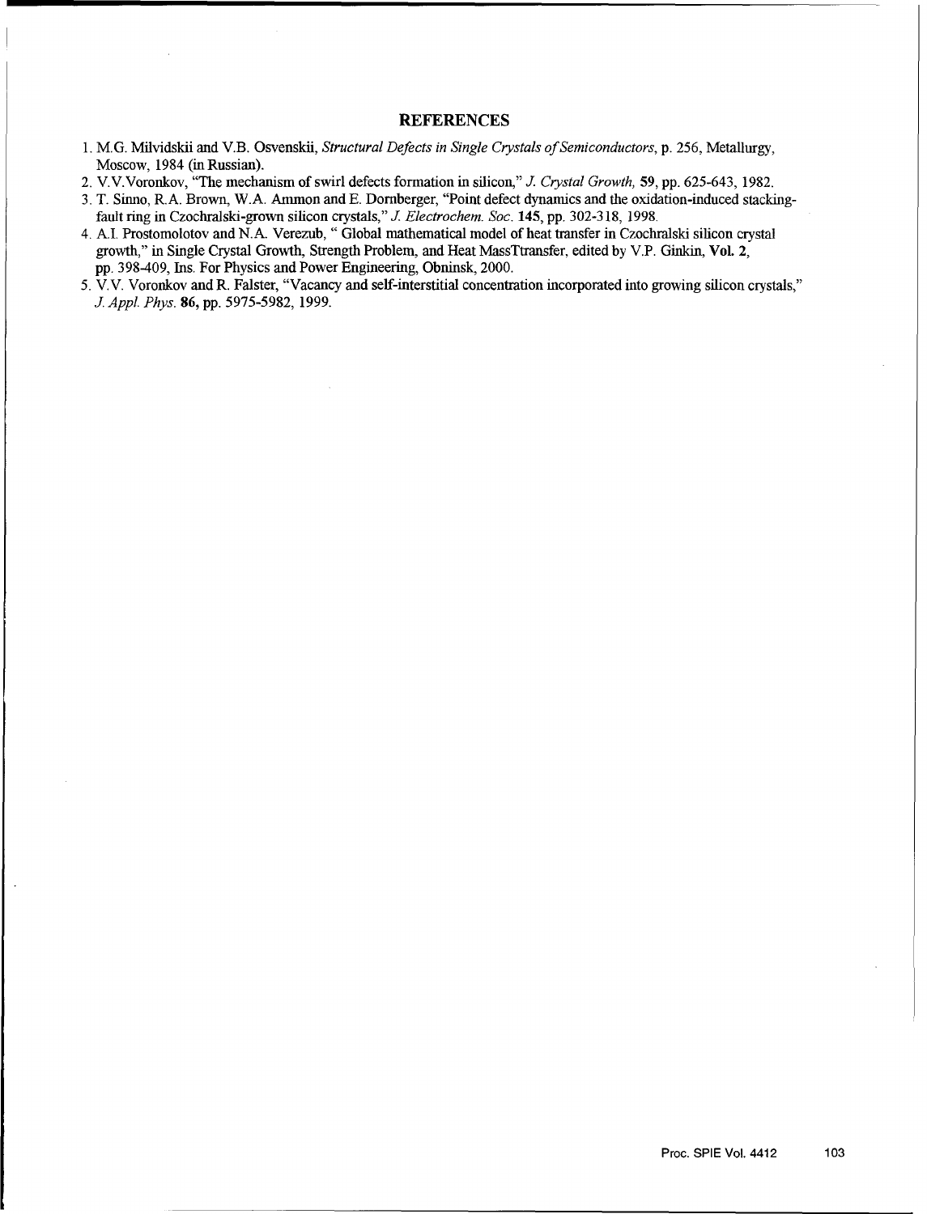## REFERENCES

1. M.G. Milvidskii and V.B. Osvenskii, *Structural Defects in Single Crystals of Semiconductors*, p. 256, Metallurgy, Moscow, 1984 (in Russian).
2. V.V.Voronkov, "The mechanism of swirl defects formation in silicon," *J. Crystal Growth,* **59**, pp. 625-643, 1982.
3. T. Sinno, R.A. Brown, W.A. Ammon and E. Dornberger, "Point defect dynamics and the oxidation-induced stacking-fault ring in Czochralski-grown silicon crystals," *J. Electrochem. Soc.* **145**, pp. 302-318, 1998.
4. A.I. Prostomolotov and N.A. Verezub, " Global mathematical model of heat transfer in Czochralski silicon crystal growth," in Single Crystal Growth, Strength Problem, and Heat MassTtransfer, edited by V.P. Ginkin, **Vol. 2**, pp. 398-409, Ins. For Physics and Power Engineering, Obninsk, 2000.
5. V.V. Voronkov and R. Falster, "Vacancy and self-interstitial concentration incorporated into growing silicon crystals," *J. Appl. Phys.* **86,** pp. 5975-5982, 1999.